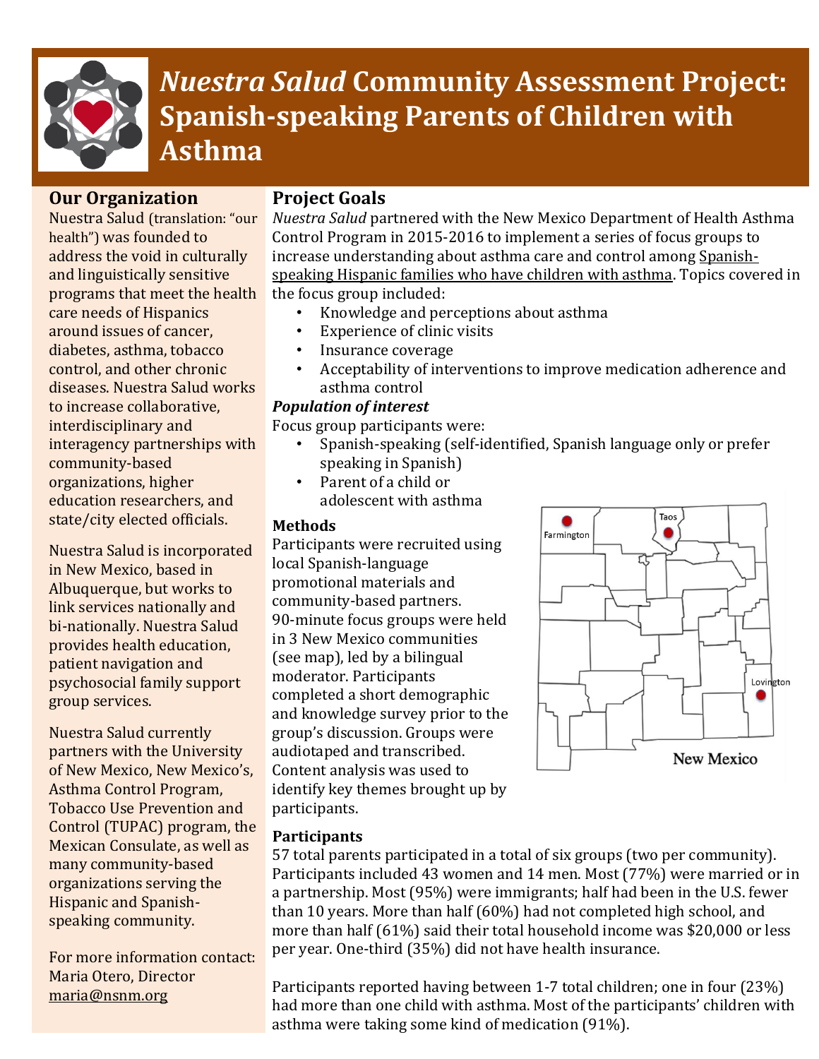# *Nuestra Salud* Community Assessment Project: Spanish-speaking Parents of Children with Asthma

## Our Organization

Nuestra Salud (translation: "our health") was founded to address the void in culturally and linguistically sensitive programs that meet the health care needs of Hispanics around issues of cancer, diabetes, asthma, tobacco control, and other chronic diseases. Nuestra Salud works to increase collaborative, interdisciplinary and interagency partnerships with community-based organizations, higher education researchers, and state/city elected officials.

Nuestra Salud is incorporated in New Mexico, based in Albuquerque, but works to link services nationally and bi-nationally. Nuestra Salud provides health education, patient navigation and psychosocial family support group services.

Nuestra Salud currently partners with the University of New Mexico, New Mexico's, Asthma Control Program, Tobacco Use Prevention and Control (TUPAC) program, the Mexican Consulate, as well as many community-based organizations serving the Hispanic and Spanish-speaking community.

For more information contact:
Maria Otero, Director
maria@nsnm.org

## Project Goals

*Nuestra Salud* partnered with the New Mexico Department of Health Asthma Control Program in 2015-2016 to implement a series of focus groups to increase understanding about asthma care and control among Spanish-speaking Hispanic families who have children with asthma. Topics covered in the focus group included:

- Knowledge and perceptions about asthma
- Experience of clinic visits
- Insurance coverage
- Acceptability of interventions to improve medication adherence and asthma control

### *Population of interest*

Focus group participants were:

- Spanish-speaking (self-identified, Spanish language only or prefer speaking in Spanish)
- Parent of a child or adolescent with asthma

### Methods

Participants were recruited using local Spanish-language promotional materials and community-based partners. 90-minute focus groups were held in 3 New Mexico communities (see map), led by a bilingual moderator. Participants completed a short demographic and knowledge survey prior to the group's discussion. Groups were audiotaped and transcribed. Content analysis was used to identify key themes brought up by participants.

Farmington, Taos, Lovington — New Mexico

### Participants

57 total parents participated in a total of six groups (two per community). Participants included 43 women and 14 men. Most (77%) were married or in a partnership. Most (95%) were immigrants; half had been in the U.S. fewer than 10 years. More than half (60%) had not completed high school, and more than half (61%) said their total household income was $20,000 or less per year. One-third (35%) did not have health insurance.

Participants reported having between 1-7 total children; one in four (23%) had more than one child with asthma. Most of the participants' children with asthma were taking some kind of medication (91%).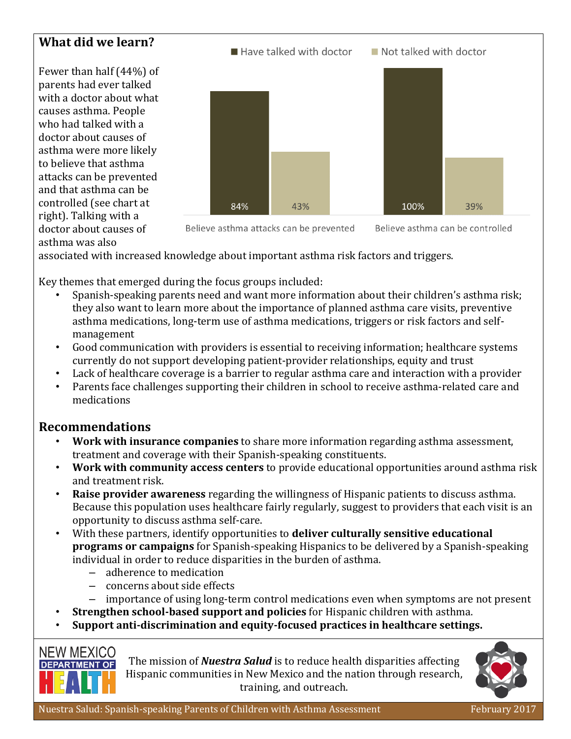## What did we learn?

Fewer than half (44%) of parents had ever talked with a doctor about what causes asthma. People who had talked with a doctor about causes of asthma were more likely to believe that asthma attacks can be prevented and that asthma can be controlled (see chart at right). Talking with a doctor about causes of asthma was also associated with increased knowledge about important asthma risk factors and triggers.

Have talked with doctor
Not talked with doctor
84%
43%
100%
39%
Believe asthma attacks can be prevented
Believe asthma can be controlled

Key themes that emerged during the focus groups included:

- Spanish-speaking parents need and want more information about their children's asthma risk; they also want to learn more about the importance of planned asthma care visits, preventive asthma medications, long-term use of asthma medications, triggers or risk factors and self-management
- Good communication with providers is essential to receiving information; healthcare systems currently do not support developing patient-provider relationships, equity and trust
- Lack of healthcare coverage is a barrier to regular asthma care and interaction with a provider
- Parents face challenges supporting their children in school to receive asthma-related care and medications

## Recommendations

- **Work with insurance companies** to share more information regarding asthma assessment, treatment and coverage with their Spanish-speaking constituents.
- **Work with community access centers** to provide educational opportunities around asthma risk and treatment risk.
- **Raise provider awareness** regarding the willingness of Hispanic patients to discuss asthma. Because this population uses healthcare fairly regularly, suggest to providers that each visit is an opportunity to discuss asthma self-care.
- With these partners, identify opportunities to **deliver culturally sensitive educational programs or campaigns** for Spanish-speaking Hispanics to be delivered by a Spanish-speaking individual in order to reduce disparities in the burden of asthma.
  - adherence to medication
  - concerns about side effects
  - importance of using long-term control medications even when symptoms are not present
- **Strengthen school-based support and policies** for Hispanic children with asthma.
- **Support anti-discrimination and equity-focused practices in healthcare settings.**

NEW MEXICO DEPARTMENT OF HEALTH

The mission of ***Nuestra Salud*** is to reduce health disparities affecting Hispanic communities in New Mexico and the nation through research, training, and outreach.